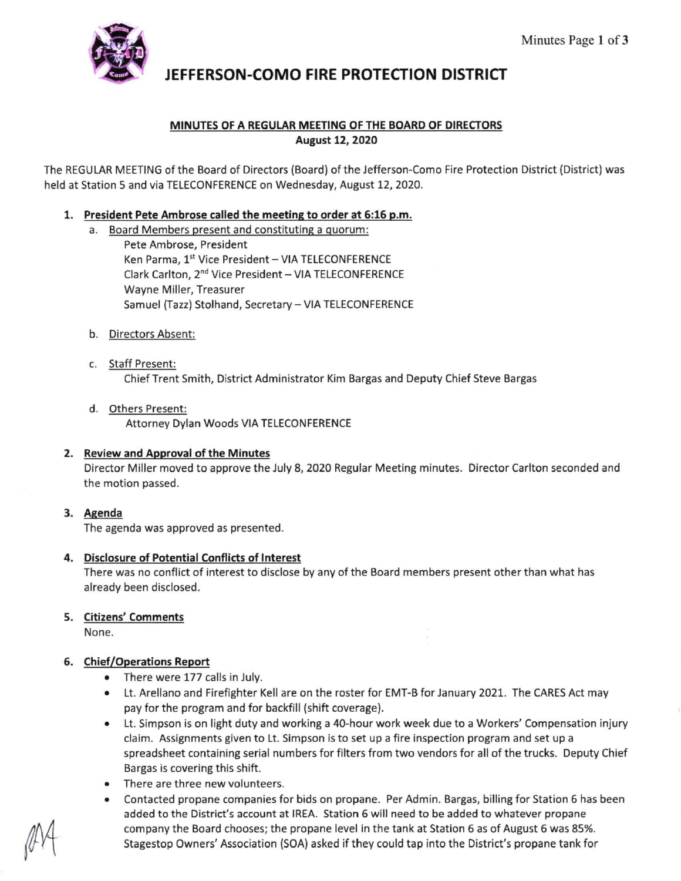# JEFFERSON-COMO FIRE PROTECTION DISTRICT

**MINUTES OF A REGULAR MEETING OF THE BOARD OF DIRECTORS**
**August 12, 2020**

The REGULAR MEETING of the Board of Directors (Board) of the Jefferson-Como Fire Protection District (District) was held at Station 5 and via TELECONFERENCE on Wednesday, August 12, 2020.

1. **President Pete Ambrose called the meeting to order at 6:16 p.m.**
   a. Board Members present and constituting a quorum:
      Pete Ambrose, President
      Ken Parma, 1st Vice President – VIA TELECONFERENCE
      Clark Carlton, 2nd Vice President – VIA TELECONFERENCE
      Wayne Miller, Treasurer
      Samuel (Tazz) Stolhand, Secretary – VIA TELECONFERENCE

   b. Directors Absent:

   c. Staff Present:
      Chief Trent Smith, District Administrator Kim Bargas and Deputy Chief Steve Bargas

   d. Others Present:
      Attorney Dylan Woods VIA TELECONFERENCE

2. **Review and Approval of the Minutes**
   Director Miller moved to approve the July 8, 2020 Regular Meeting minutes. Director Carlton seconded and the motion passed.

3. **Agenda**
   The agenda was approved as presented.

4. **Disclosure of Potential Conflicts of Interest**
   There was no conflict of interest to disclose by any of the Board members present other than what has already been disclosed.

5. **Citizens' Comments**
   None.

6. **Chief/Operations Report**
   - There were 177 calls in July.
   - Lt. Arellano and Firefighter Kell are on the roster for EMT-B for January 2021. The CARES Act may pay for the program and for backfill (shift coverage).
   - Lt. Simpson is on light duty and working a 40-hour work week due to a Workers' Compensation injury claim. Assignments given to Lt. Simpson is to set up a fire inspection program and set up a spreadsheet containing serial numbers for filters from two vendors for all of the trucks. Deputy Chief Bargas is covering this shift.
   - There are three new volunteers.
   - Contacted propane companies for bids on propane. Per Admin. Bargas, billing for Station 6 has been added to the District's account at IREA. Station 6 will need to be added to whatever propane company the Board chooses; the propane level in the tank at Station 6 as of August 6 was 85%. Stagestop Owners' Association (SOA) asked if they could tap into the District's propane tank for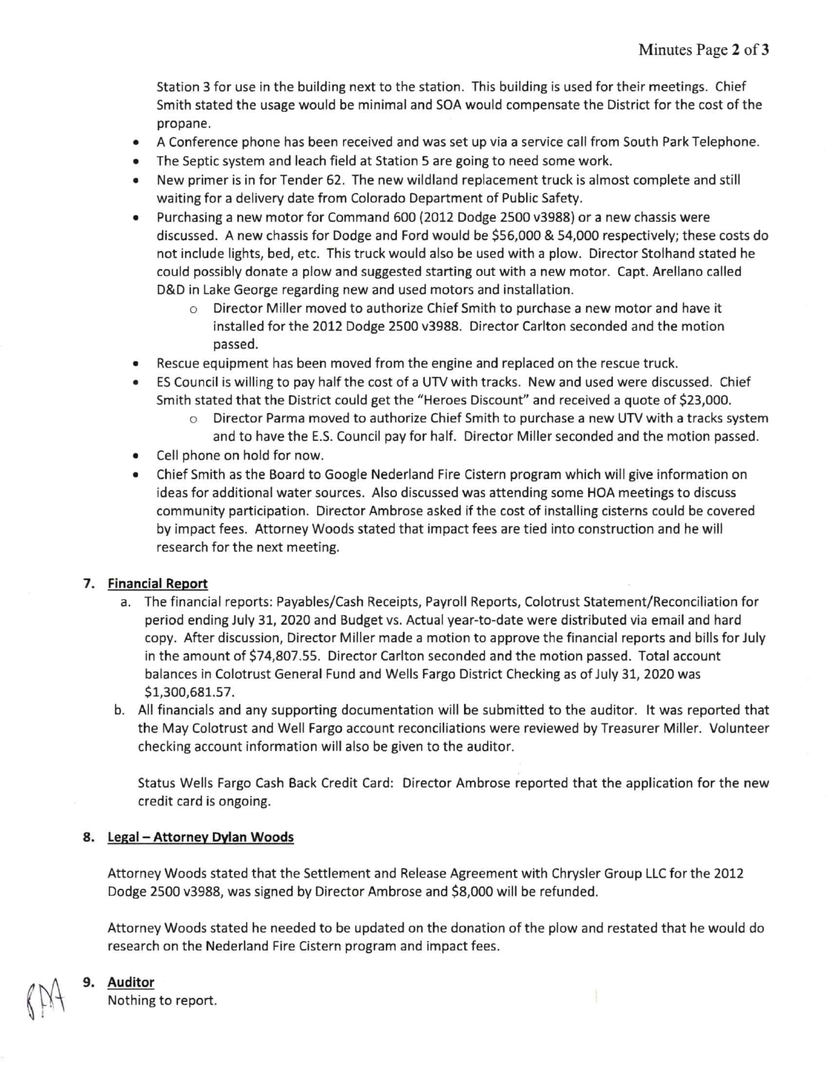Station 3 for use in the building next to the station. This building is used for their meetings. Chief Smith stated the usage would be minimal and SOA would compensate the District for the cost of the propane.

- A Conference phone has been received and was set up via a service call from South Park Telephone.
- The Septic system and leach field at Station 5 are going to need some work.
- New primer is in for Tender 62. The new wildland replacement truck is almost complete and still waiting for a delivery date from Colorado Department of Public Safety.
- Purchasing a new motor for Command 600 (2012 Dodge 2500 v3988) or a new chassis were discussed. A new chassis for Dodge and Ford would be $56,000 & 54,000 respectively; these costs do not include lights, bed, etc. This truck would also be used with a plow. Director Stolhand stated he could possibly donate a plow and suggested starting out with a new motor. Capt. Arellano called D&D in Lake George regarding new and used motors and installation.
    - Director Miller moved to authorize Chief Smith to purchase a new motor and have it installed for the 2012 Dodge 2500 v3988. Director Carlton seconded and the motion passed.
- Rescue equipment has been moved from the engine and replaced on the rescue truck.
- ES Council is willing to pay half the cost of a UTV with tracks. New and used were discussed. Chief Smith stated that the District could get the "Heroes Discount" and received a quote of $23,000.
    - Director Parma moved to authorize Chief Smith to purchase a new UTV with a tracks system and to have the E.S. Council pay for half. Director Miller seconded and the motion passed.
- Cell phone on hold for now.
- Chief Smith as the Board to Google Nederland Fire Cistern program which will give information on ideas for additional water sources. Also discussed was attending some HOA meetings to discuss community participation. Director Ambrose asked if the cost of installing cisterns could be covered by impact fees. Attorney Woods stated that impact fees are tied into construction and he will research for the next meeting.

## 7. Financial Report

a. The financial reports: Payables/Cash Receipts, Payroll Reports, Colotrust Statement/Reconciliation for period ending July 31, 2020 and Budget vs. Actual year-to-date were distributed via email and hard copy. After discussion, Director Miller made a motion to approve the financial reports and bills for July in the amount of $74,807.55. Director Carlton seconded and the motion passed. Total account balances in Colotrust General Fund and Wells Fargo District Checking as of July 31, 2020 was $1,300,681.57.

b. All financials and any supporting documentation will be submitted to the auditor. It was reported that the May Colotrust and Well Fargo account reconciliations were reviewed by Treasurer Miller. Volunteer checking account information will also be given to the auditor.

Status Wells Fargo Cash Back Credit Card: Director Ambrose reported that the application for the new credit card is ongoing.

## 8. Legal – Attorney Dylan Woods

Attorney Woods stated that the Settlement and Release Agreement with Chrysler Group LLC for the 2012 Dodge 2500 v3988, was signed by Director Ambrose and $8,000 will be refunded.

Attorney Woods stated he needed to be updated on the donation of the plow and restated that he would do research on the Nederland Fire Cistern program and impact fees.

## 9. Auditor

Nothing to report.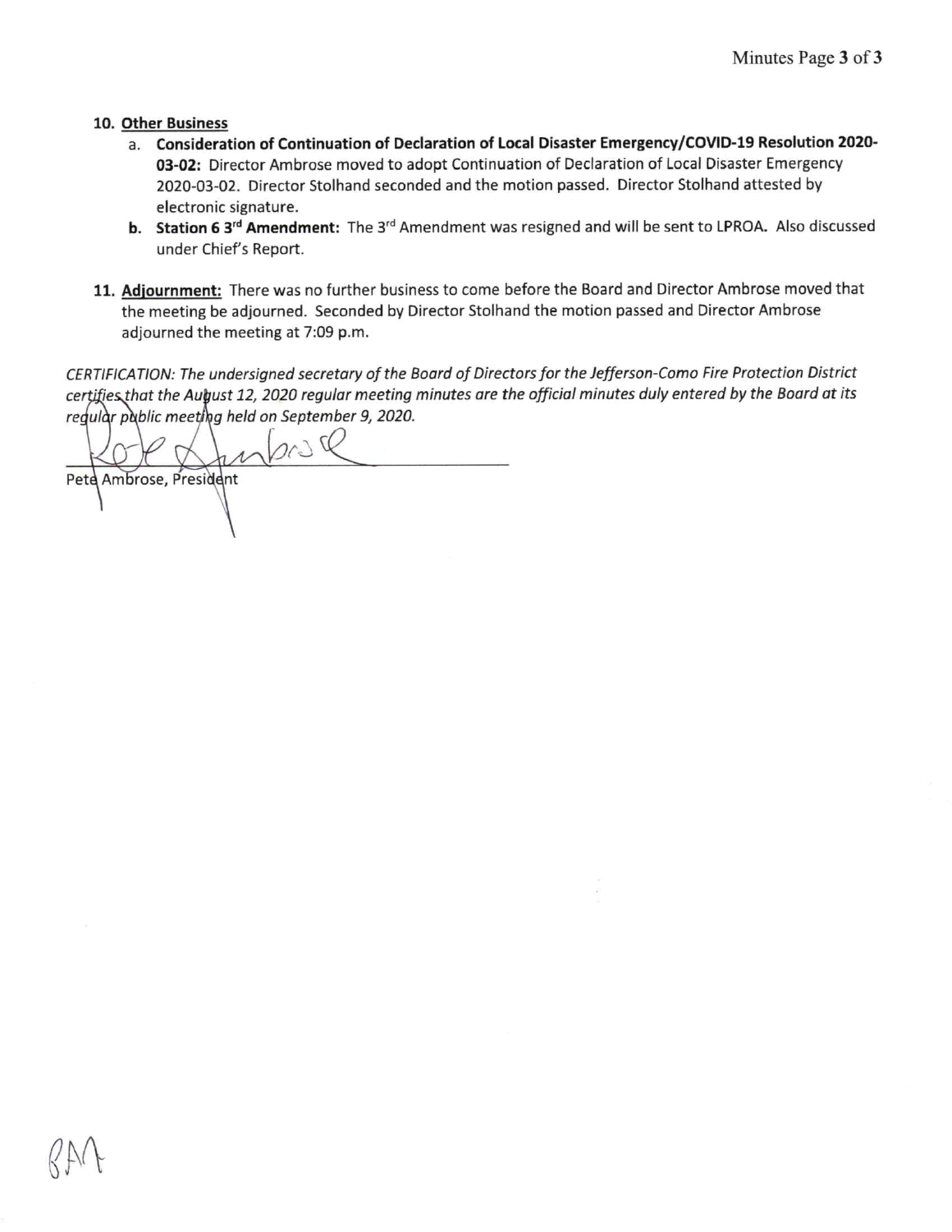10. **Other Business**
    a. **Consideration of Continuation of Declaration of Local Disaster Emergency/COVID-19 Resolution 2020-03-02:** Director Ambrose moved to adopt Continuation of Declaration of Local Disaster Emergency 2020-03-02. Director Stolhand seconded and the motion passed. Director Stolhand attested by electronic signature.
    b. **Station 6 3rd Amendment:** The 3rd Amendment was resigned and will be sent to LPROA. Also discussed under Chief's Report.

11. **Adjournment:** There was no further business to come before the Board and Director Ambrose moved that the meeting be adjourned. Seconded by Director Stolhand the motion passed and Director Ambrose adjourned the meeting at 7:09 p.m.

*CERTIFICATION: The undersigned secretary of the Board of Directors for the Jefferson-Como Fire Protection District certifies that the August 12, 2020 regular meeting minutes are the official minutes duly entered by the Board at its regular public meeting held on September 9, 2020.*

Pete Ambrose, President

BM